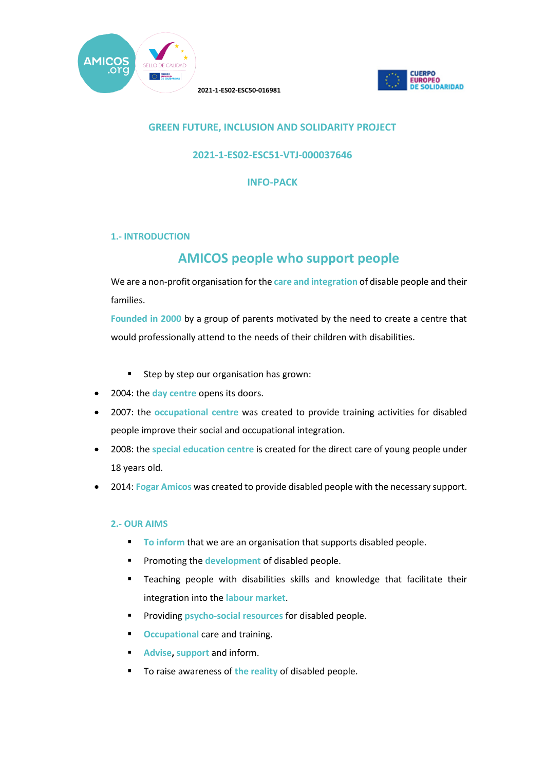2021-1-ES02-ESC50-016981

# GREEN FUTURE, INCLUSION AND SOLIDARITY PROJECT

## 2021-1-ES02-ESC51-VTJ-000037646

## INFO-PACK

### 1.- INTRODUCTION

## AMICOS people who support people

We are a non-profit organisation for the care and integration of disable people and their families.

Founded in 2000 by a group of parents motivated by the need to create a centre that would professionally attend to the needs of their children with disabilities.

- Step by step our organisation has grown:

- 2004: the day centre opens its doors.
- 2007: the occupational centre was created to provide training activities for disabled people improve their social and occupational integration.
- 2008: the special education centre is created for the direct care of young people under 18 years old.
- 2014: Fogar Amicos was created to provide disabled people with the necessary support.

### 2.- OUR AIMS

- To inform that we are an organisation that supports disabled people.
- Promoting the development of disabled people.
- Teaching people with disabilities skills and knowledge that facilitate their integration into the labour market.
- Providing psycho-social resources for disabled people.
- Occupational care and training.
- Advise, support and inform.
- To raise awareness of the reality of disabled people.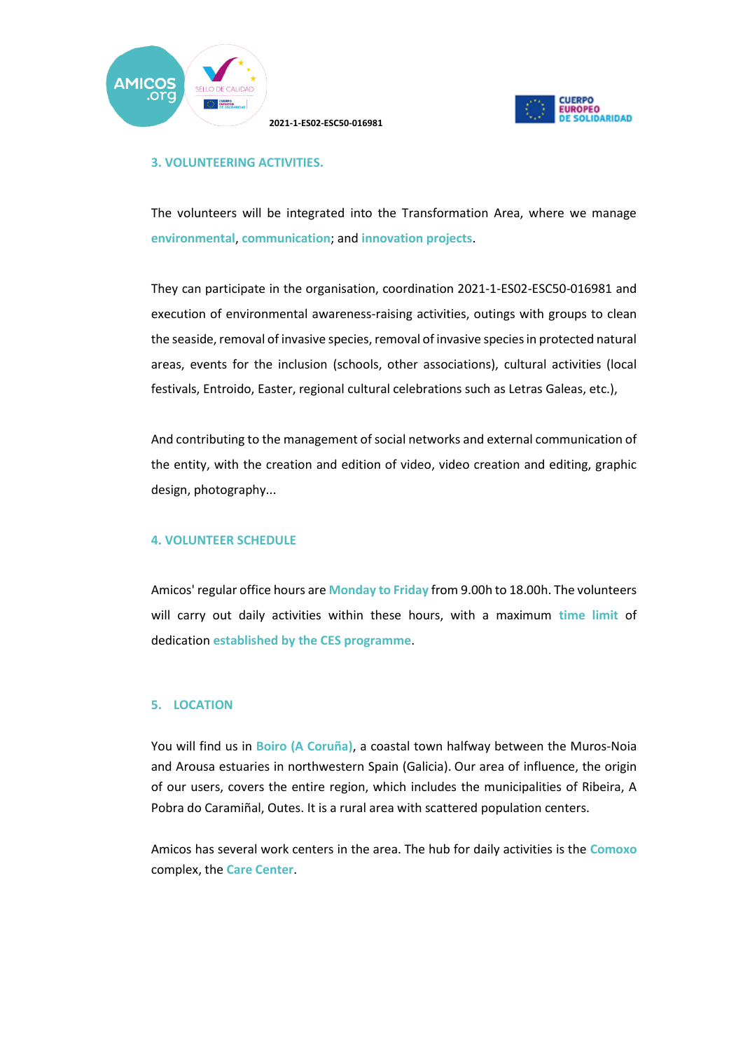### 3. VOLUNTEERING ACTIVITIES.

The volunteers will be integrated into the Transformation Area, where we manage **environmental**, **communication**; and **innovation projects**.

They can participate in the organisation, coordination 2021-1-ES02-ESC50-016981 and execution of environmental awareness-raising activities, outings with groups to clean the seaside, removal of invasive species, removal of invasive species in protected natural areas, events for the inclusion (schools, other associations), cultural activities (local festivals, Entroido, Easter, regional cultural celebrations such as Letras Galeas, etc.),

And contributing to the management of social networks and external communication of the entity, with the creation and edition of video, video creation and editing, graphic design, photography...

### 4. VOLUNTEER SCHEDULE

Amicos' regular office hours are **Monday to Friday** from 9.00h to 18.00h. The volunteers will carry out daily activities within these hours, with a maximum **time limit** of dedication **established by the CES programme**.

### 5. LOCATION

You will find us in **Boiro (A Coruña)**, a coastal town halfway between the Muros-Noia and Arousa estuaries in northwestern Spain (Galicia). Our area of influence, the origin of our users, covers the entire region, which includes the municipalities of Ribeira, A Pobra do Caramiñal, Outes. It is a rural area with scattered population centers.

Amicos has several work centers in the area. The hub for daily activities is the **Comoxo** complex, the **Care Center**.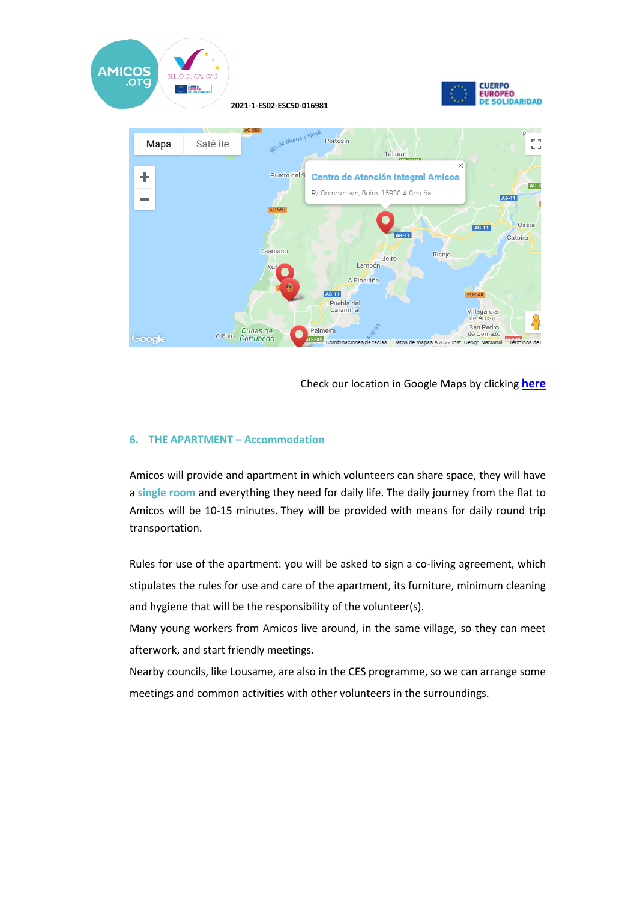Check our location in Google Maps by clicking **here**

## 6. THE APARTMENT – Accommodation

Amicos will provide and apartment in which volunteers can share space, they will have a single room and everything they need for daily life. The daily journey from the flat to Amicos will be 10-15 minutes. They will be provided with means for daily round trip transportation.

Rules for use of the apartment: you will be asked to sign a co-living agreement, which stipulates the rules for use and care of the apartment, its furniture, minimum cleaning and hygiene that will be the responsibility of the volunteer(s).

Many young workers from Amicos live around, in the same village, so they can meet afterwork, and start friendly meetings.

Nearby councils, like Lousame, are also in the CES programme, so we can arrange some meetings and common activities with other volunteers in the surroundings.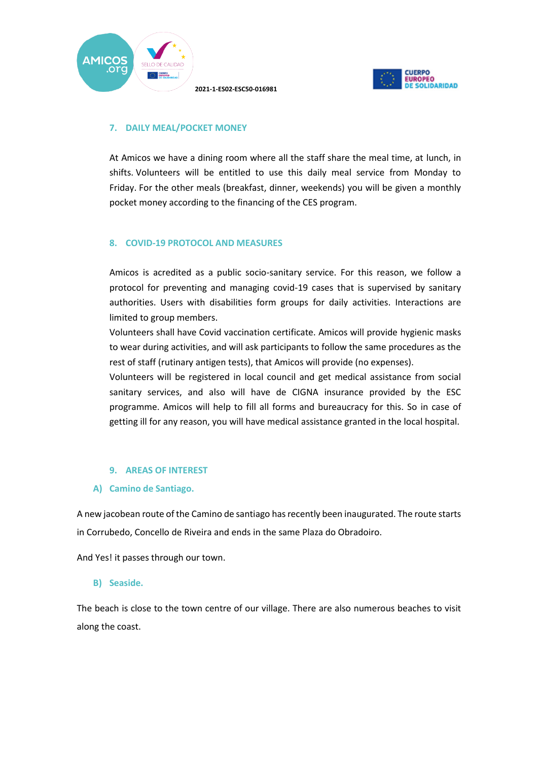## 7. DAILY MEAL/POCKET MONEY

At Amicos we have a dining room where all the staff share the meal time, at lunch, in shifts. Volunteers will be entitled to use this daily meal service from Monday to Friday. For the other meals (breakfast, dinner, weekends) you will be given a monthly pocket money according to the financing of the CES program.

## 8. COVID-19 PROTOCOL AND MEASURES

Amicos is acredited as a public socio-sanitary service. For this reason, we follow a protocol for preventing and managing covid-19 cases that is supervised by sanitary authorities. Users with disabilities form groups for daily activities. Interactions are limited to group members.

Volunteers shall have Covid vaccination certificate. Amicos will provide hygienic masks to wear during activities, and will ask participants to follow the same procedures as the rest of staff (rutinary antigen tests), that Amicos will provide (no expenses).

Volunteers will be registered in local council and get medical assistance from social sanitary services, and also will have de CIGNA insurance provided by the ESC programme. Amicos will help to fill all forms and bureaucracy for this. So in case of getting ill for any reason, you will have medical assistance granted in the local hospital.

## 9. AREAS OF INTEREST

### A) Camino de Santiago.

A new jacobean route of the Camino de santiago has recently been inaugurated. The route starts in Corrubedo, Concello de Riveira and ends in the same Plaza do Obradoiro.

And Yes! it passes through our town.

### B) Seaside.

The beach is close to the town centre of our village. There are also numerous beaches to visit along the coast.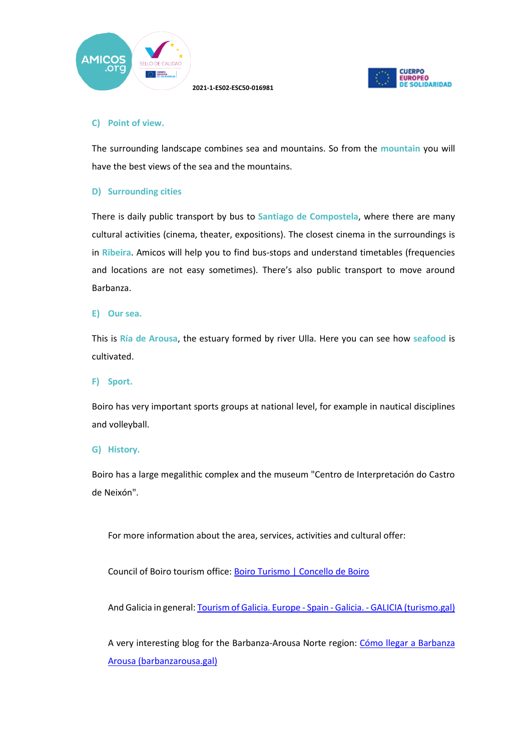### C) Point of view.

The surrounding landscape combines sea and mountains. So from the **mountain** you will have the best views of the sea and the mountains.

### D) Surrounding cities

There is daily public transport by bus to **Santiago de Compostela**, where there are many cultural activities (cinema, theater, expositions). The closest cinema in the surroundings is in **Ribeira**. Amicos will help you to find bus-stops and understand timetables (frequencies and locations are not easy sometimes). There's also public transport to move around Barbanza.

### E) Our sea.

This is **Ría de Arousa**, the estuary formed by river Ulla. Here you can see how **seafood** is cultivated.

### F) Sport.

Boiro has very important sports groups at national level, for example in nautical disciplines and volleyball.

### G) History.

Boiro has a large megalithic complex and the museum "Centro de Interpretación do Castro de Neixón".

For more information about the area, services, activities and cultural offer:

Council of Boiro tourism office: [Boiro Turismo | Concello de Boiro]()

And Galicia in general: [Tourism of Galicia. Europe - Spain - Galicia. - GALICIA (turismo.gal)]()

A very interesting blog for the Barbanza-Arousa Norte region: [Cómo llegar a Barbanza Arousa (barbanzarousa.gal)]()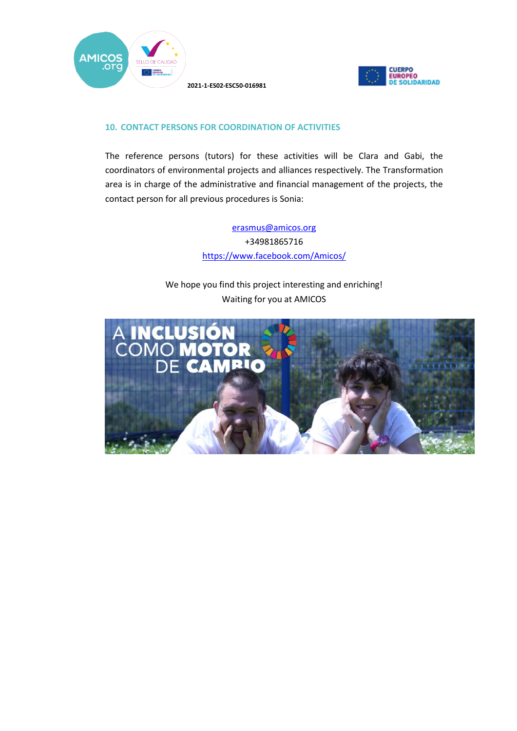## 10. CONTACT PERSONS FOR COORDINATION OF ACTIVITIES

The reference persons (tutors) for these activities will be Clara and Gabi, the coordinators of environmental projects and alliances respectively. The Transformation area is in charge of the administrative and financial management of the projects, the contact person for all previous procedures is Sonia:

erasmus@amicos.org
+34981865716
https://www.facebook.com/Amicos/

We hope you find this project interesting and enriching!
Waiting for you at AMICOS